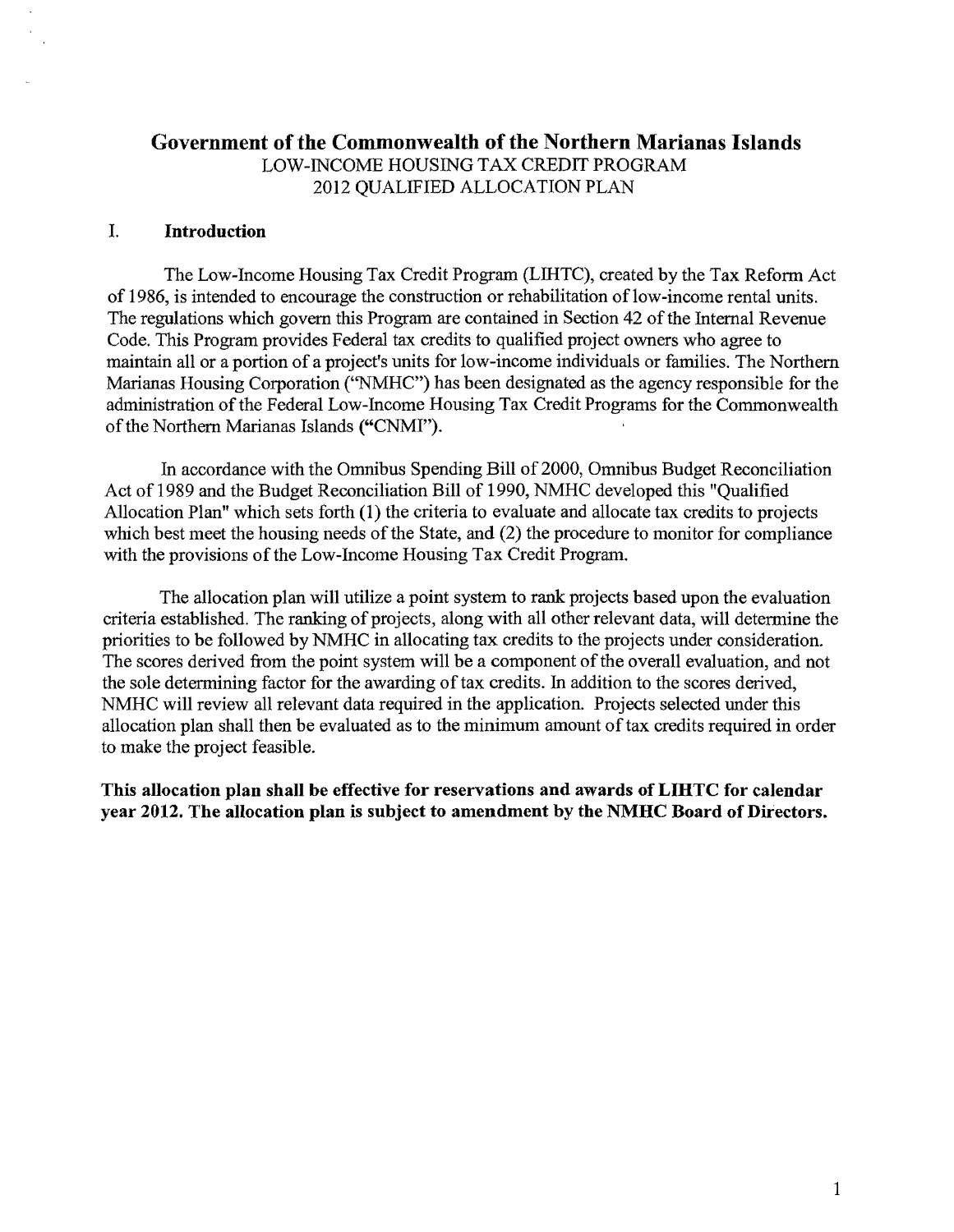# Government of the Commonwealth of the Northern Marianas Islands

LOW-INCOME HOUSING TAX CREDIT PROGRAM
2012 QUALIFIED ALLOCATION PLAN

## I. Introduction

The Low-Income Housing Tax Credit Program (LIHTC), created by the Tax Reform Act of 1986, is intended to encourage the construction or rehabilitation of low-income rental units. The regulations which govern this Program are contained in Section 42 of the Internal Revenue Code. This Program provides Federal tax credits to qualified project owners who agree to maintain all or a portion of a project's units for low-income individuals or families. The Northern Marianas Housing Corporation ("NMHC") has been designated as the agency responsible for the administration of the Federal Low-Income Housing Tax Credit Programs for the Commonwealth of the Northern Marianas Islands ("CNMI").

In accordance with the Omnibus Spending Bill of 2000, Omnibus Budget Reconciliation Act of 1989 and the Budget Reconciliation Bill of 1990, NMHC developed this "Qualified Allocation Plan" which sets forth (1) the criteria to evaluate and allocate tax credits to projects which best meet the housing needs of the State, and (2) the procedure to monitor for compliance with the provisions of the Low-Income Housing Tax Credit Program.

The allocation plan will utilize a point system to rank projects based upon the evaluation criteria established. The ranking of projects, along with all other relevant data, will determine the priorities to be followed by NMHC in allocating tax credits to the projects under consideration. The scores derived from the point system will be a component of the overall evaluation, and not the sole determining factor for the awarding of tax credits. In addition to the scores derived, NMHC will review all relevant data required in the application. Projects selected under this allocation plan shall then be evaluated as to the minimum amount of tax credits required in order to make the project feasible.

**This allocation plan shall be effective for reservations and awards of LIHTC for calendar year 2012. The allocation plan is subject to amendment by the NMHC Board of Directors.**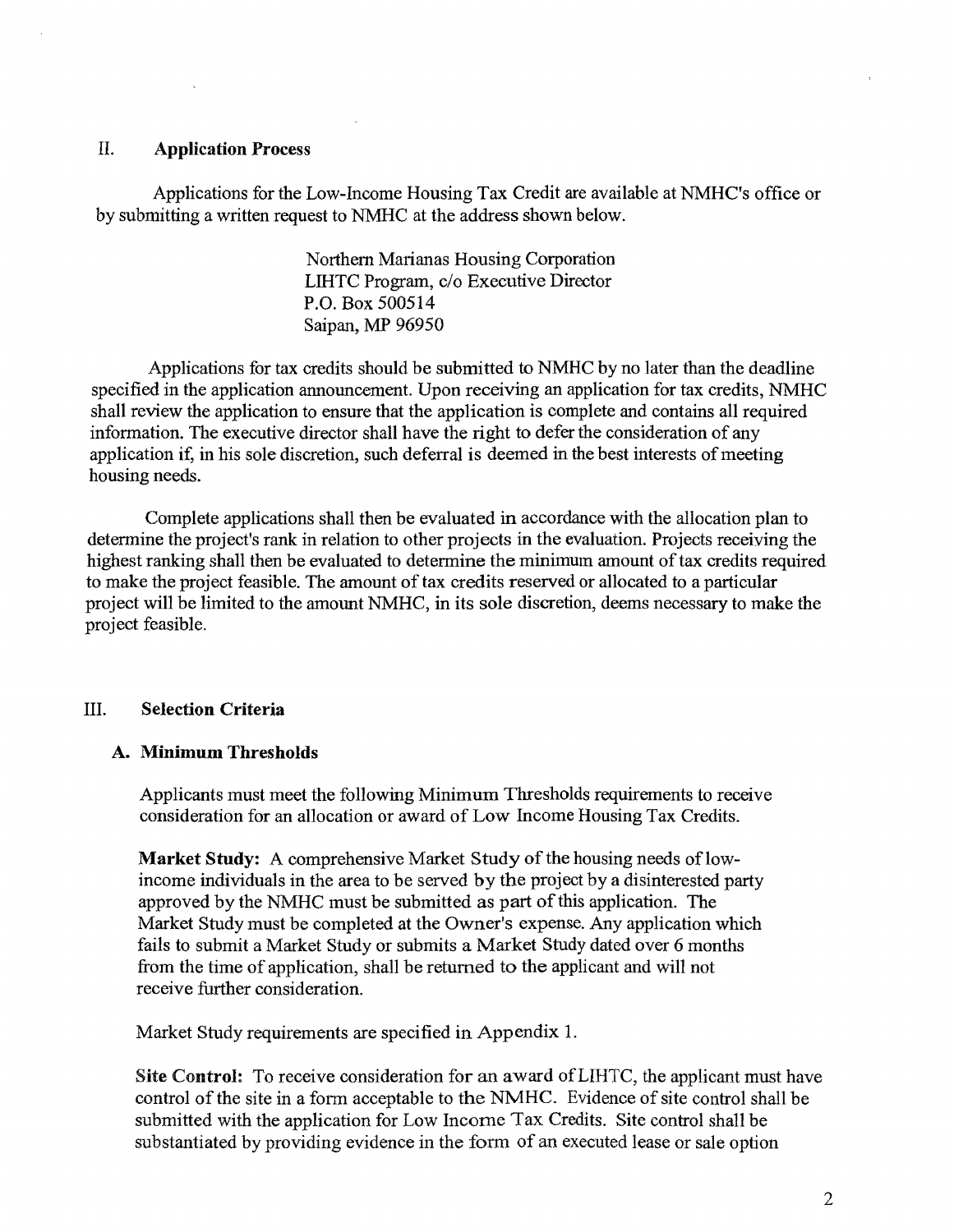## II. Application Process

Applications for the Low-Income Housing Tax Credit are available at NMHC's office or by submitting a written request to NMHC at the address shown below.

Northern Marianas Housing Corporation
LIHTC Program, c/o Executive Director
P.O. Box 500514
Saipan, MP 96950

Applications for tax credits should be submitted to NMHC by no later than the deadline specified in the application announcement. Upon receiving an application for tax credits, NMHC shall review the application to ensure that the application is complete and contains all required information. The executive director shall have the right to defer the consideration of any application if, in his sole discretion, such deferral is deemed in the best interests of meeting housing needs.

Complete applications shall then be evaluated in accordance with the allocation plan to determine the project's rank in relation to other projects in the evaluation. Projects receiving the highest ranking shall then be evaluated to determine the minimum amount of tax credits required to make the project feasible. The amount of tax credits reserved or allocated to a particular project will be limited to the amount NMHC, in its sole discretion, deems necessary to make the project feasible.

## III. Selection Criteria

### A. Minimum Thresholds

Applicants must meet the following Minimum Thresholds requirements to receive consideration for an allocation or award of Low Income Housing Tax Credits.

**Market Study:** A comprehensive Market Study of the housing needs of low-income individuals in the area to be served by the project by a disinterested party approved by the NMHC must be submitted as part of this application. The Market Study must be completed at the Owner's expense. Any application which fails to submit a Market Study or submits a Market Study dated over 6 months from the time of application, shall be returned to the applicant and will not receive further consideration.

Market Study requirements are specified in Appendix 1.

**Site Control:** To receive consideration for an award of LIHTC, the applicant must have control of the site in a form acceptable to the NMHC. Evidence of site control shall be submitted with the application for Low Income Tax Credits. Site control shall be substantiated by providing evidence in the form of an executed lease or sale option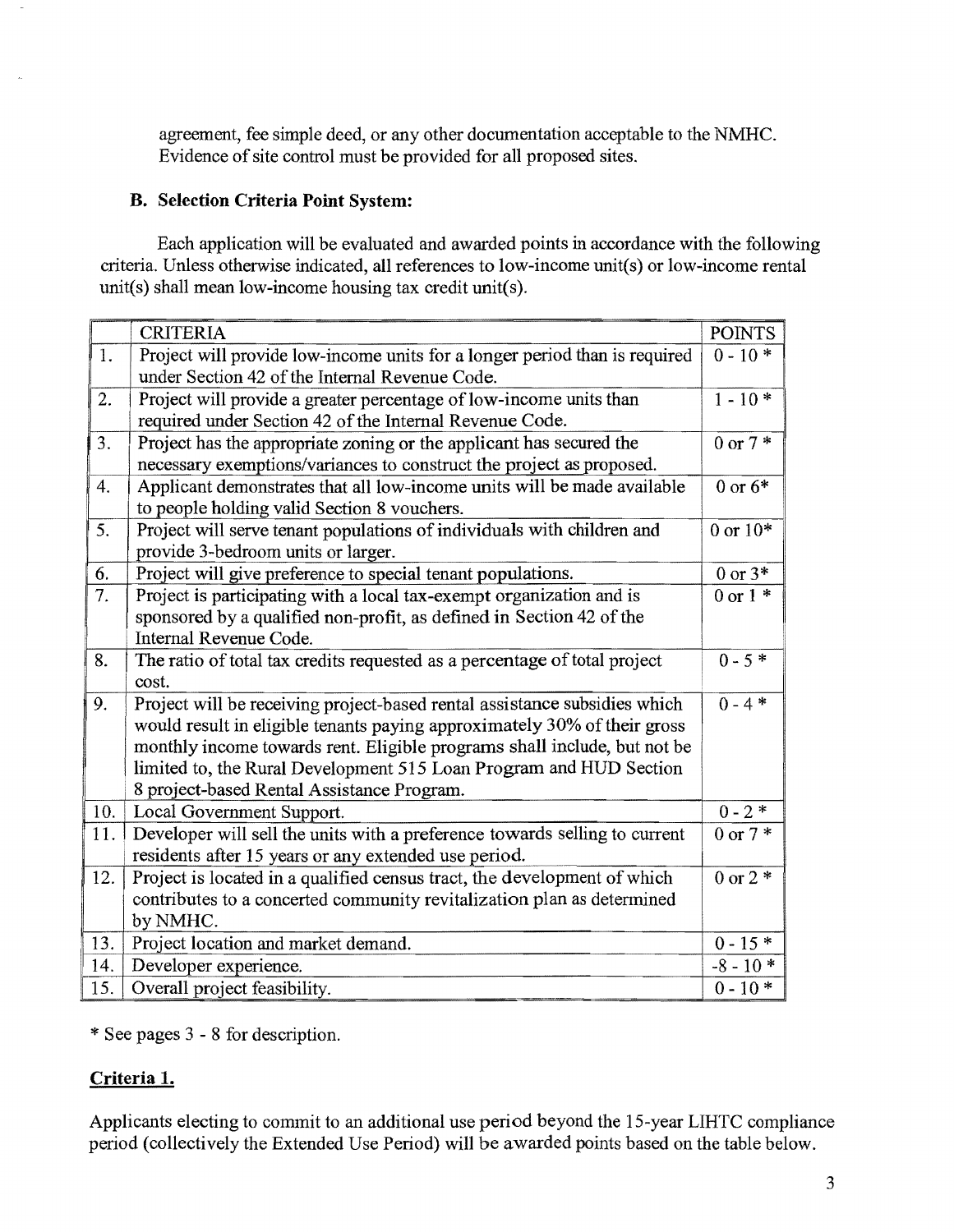agreement, fee simple deed, or any other documentation acceptable to the NMHC. Evidence of site control must be provided for all proposed sites.

### B. Selection Criteria Point System:

Each application will be evaluated and awarded points in accordance with the following criteria. Unless otherwise indicated, all references to low-income unit(s) or low-income rental unit(s) shall mean low-income housing tax credit unit(s).

| | CRITERIA | POINTS |
|---|---|---|
| 1. | Project will provide low-income units for a longer period than is required under Section 42 of the Internal Revenue Code. | 0 - 10 * |
| 2. | Project will provide a greater percentage of low-income units than required under Section 42 of the Internal Revenue Code. | 1 - 10 * |
| 3. | Project has the appropriate zoning or the applicant has secured the necessary exemptions/variances to construct the project as proposed. | 0 or 7 * |
| 4. | Applicant demonstrates that all low-income units will be made available to people holding valid Section 8 vouchers. | 0 or 6* |
| 5. | Project will serve tenant populations of individuals with children and provide 3-bedroom units or larger. | 0 or 10* |
| 6. | Project will give preference to special tenant populations. | 0 or 3* |
| 7. | Project is participating with a local tax-exempt organization and is sponsored by a qualified non-profit, as defined in Section 42 of the Internal Revenue Code. | 0 or 1 * |
| 8. | The ratio of total tax credits requested as a percentage of total project cost. | 0 - 5 * |
| 9. | Project will be receiving project-based rental assistance subsidies which would result in eligible tenants paying approximately 30% of their gross monthly income towards rent. Eligible programs shall include, but not be limited to, the Rural Development 515 Loan Program and HUD Section 8 project-based Rental Assistance Program. | 0 - 4 * |
| 10. | Local Government Support. | 0 - 2 * |
| 11. | Developer will sell the units with a preference towards selling to current residents after 15 years or any extended use period. | 0 or 7 * |
| 12. | Project is located in a qualified census tract, the development of which contributes to a concerted community revitalization plan as determined by NMHC. | 0 or 2 * |
| 13. | Project location and market demand. | 0 - 15 * |
| 14. | Developer experience. | -8 - 10 * |
| 15. | Overall project feasibility. | 0 - 10 * |

* See pages 3 - 8 for description.

### Criteria 1.

Applicants electing to commit to an additional use period beyond the 15-year LIHTC compliance period (collectively the Extended Use Period) will be awarded points based on the table below.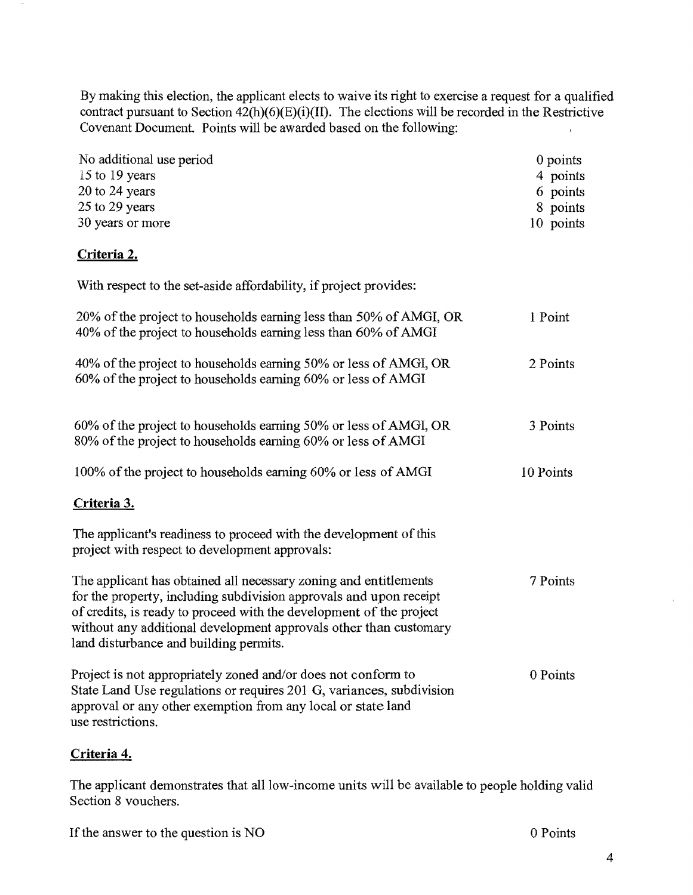By making this election, the applicant elects to waive its right to exercise a request for a qualified contract pursuant to Section 42(h)(6)(E)(i)(II). The elections will be recorded in the Restrictive Covenant Document. Points will be awarded based on the following:

| | |
|---|---|
| No additional use period | 0 points |
| 15 to 19 years | 4 points |
| 20 to 24 years | 6 points |
| 25 to 29 years | 8 points |
| 30 years or more | 10 points |

**Criteria 2.**

With respect to the set-aside affordability, if project provides:

| | |
|---|---|
| 20% of the project to households earning less than 50% of AMGI, OR 40% of the project to households earning less than 60% of AMGI | 1 Point |
| 40% of the project to households earning 50% or less of AMGI, OR 60% of the project to households earning 60% or less of AMGI | 2 Points |
| 60% of the project to households earning 50% or less of AMGI, OR 80% of the project to households earning 60% or less of AMGI | 3 Points |
| 100% of the project to households earning 60% or less of AMGI | 10 Points |

**Criteria 3.**

The applicant's readiness to proceed with the development of this project with respect to development approvals:

| | |
|---|---|
| The applicant has obtained all necessary zoning and entitlements for the property, including subdivision approvals and upon receipt of credits, is ready to proceed with the development of the project without any additional development approvals other than customary land disturbance and building permits. | 7 Points |
| Project is not appropriately zoned and/or does not conform to State Land Use regulations or requires 201 G, variances, subdivision approval or any other exemption from any local or state land use restrictions. | 0 Points |

**Criteria 4.**

The applicant demonstrates that all low-income units will be available to people holding valid Section 8 vouchers.

| | |
|---|---|
| If the answer to the question is NO | 0 Points |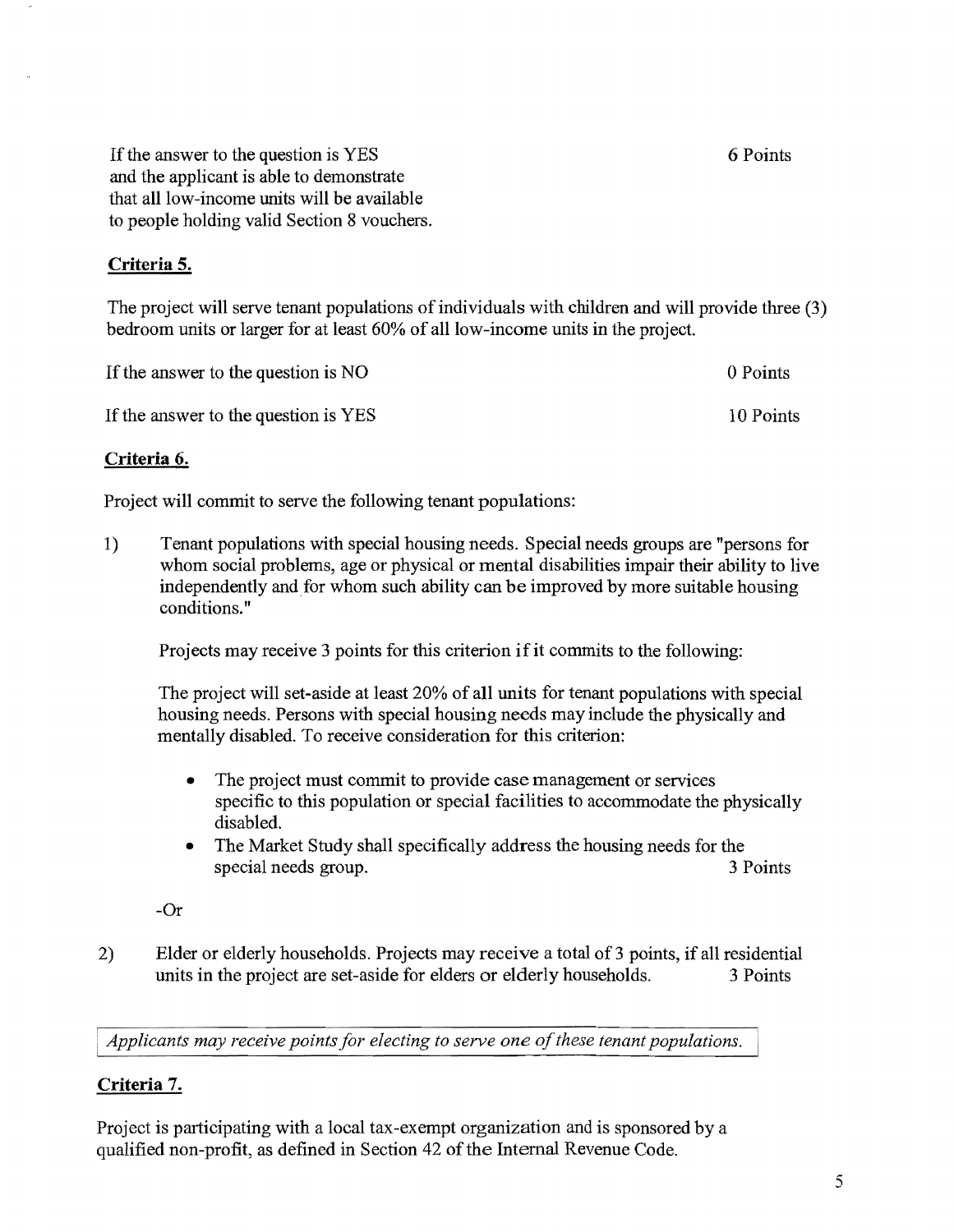If the answer to the question is YES and the applicant is able to demonstrate that all low-income units will be available to people holding valid Section 8 vouchers. 6 Points

### Criteria 5.

The project will serve tenant populations of individuals with children and will provide three (3) bedroom units or larger for at least 60% of all low-income units in the project.

| | |
|---|---|
| If the answer to the question is NO | 0 Points |
| If the answer to the question is YES | 10 Points |

### Criteria 6.

Project will commit to serve the following tenant populations:

1) Tenant populations with special housing needs. Special needs groups are "persons for whom social problems, age or physical or mental disabilities impair their ability to live independently and for whom such ability can be improved by more suitable housing conditions."

   Projects may receive 3 points for this criterion if it commits to the following:

   The project will set-aside at least 20% of all units for tenant populations with special housing needs. Persons with special housing needs may include the physically and mentally disabled. To receive consideration for this criterion:

   - The project must commit to provide case management or services specific to this population or special facilities to accommodate the physically disabled.
   - The Market Study shall specifically address the housing needs for the special needs group. 3 Points

   -Or

2) Elder or elderly households. Projects may receive a total of 3 points, if all residential units in the project are set-aside for elders or elderly households. 3 Points

*Applicants may receive points for electing to serve one of these tenant populations.*

### Criteria 7.

Project is participating with a local tax-exempt organization and is sponsored by a qualified non-profit, as defined in Section 42 of the Internal Revenue Code.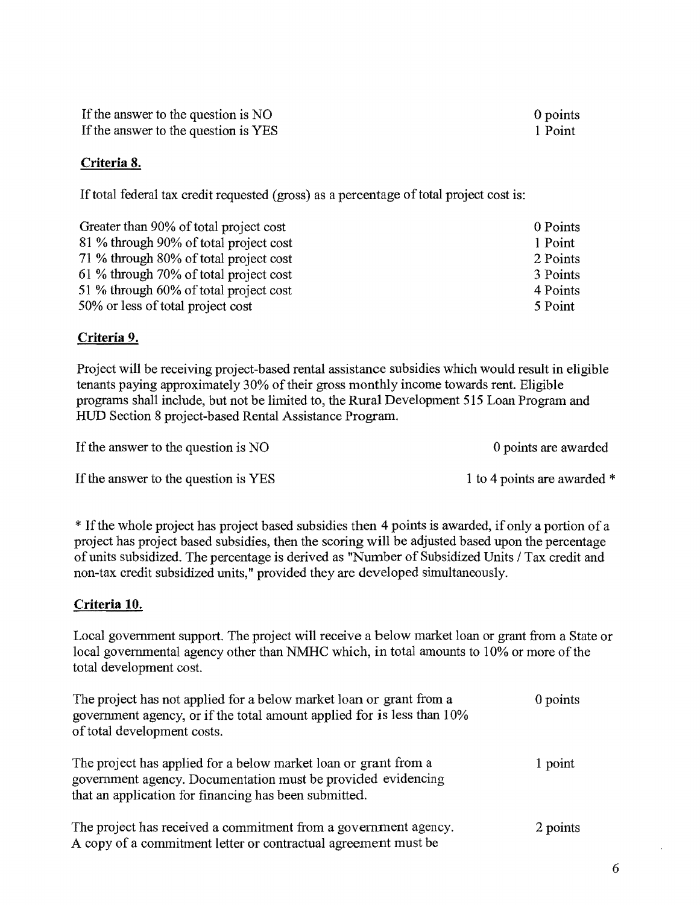| | |
|---|---|
| If the answer to the question is NO | 0 points |
| If the answer to the question is YES | 1 Point |

### Criteria 8.

If total federal tax credit requested (gross) as a percentage of total project cost is:

| | |
|---|---|
| Greater than 90% of total project cost | 0 Points |
| 81 % through 90% of total project cost | 1 Point |
| 71 % through 80% of total project cost | 2 Points |
| 61 % through 70% of total project cost | 3 Points |
| 51 % through 60% of total project cost | 4 Points |
| 50% or less of total project cost | 5 Point |

### Criteria 9.

Project will be receiving project-based rental assistance subsidies which would result in eligible tenants paying approximately 30% of their gross monthly income towards rent. Eligible programs shall include, but not be limited to, the Rural Development 515 Loan Program and HUD Section 8 project-based Rental Assistance Program.

| | |
|---|---|
| If the answer to the question is NO | 0 points are awarded |
| If the answer to the question is YES | 1 to 4 points are awarded * |

* If the whole project has project based subsidies then 4 points is awarded, if only a portion of a project has project based subsidies, then the scoring will be adjusted based upon the percentage of units subsidized. The percentage is derived as "Number of Subsidized Units / Tax credit and non-tax credit subsidized units," provided they are developed simultaneously.

### Criteria 10.

Local government support. The project will receive a below market loan or grant from a State or local governmental agency other than NMHC which, in total amounts to 10% or more of the total development cost.

| | |
|---|---|
| The project has not applied for a below market loan or grant from a government agency, or if the total amount applied for is less than 10% of total development costs. | 0 points |
| The project has applied for a below market loan or grant from a government agency. Documentation must be provided evidencing that an application for financing has been submitted. | 1 point |
| The project has received a commitment from a government agency. A copy of a commitment letter or contractual agreement must be | 2 points |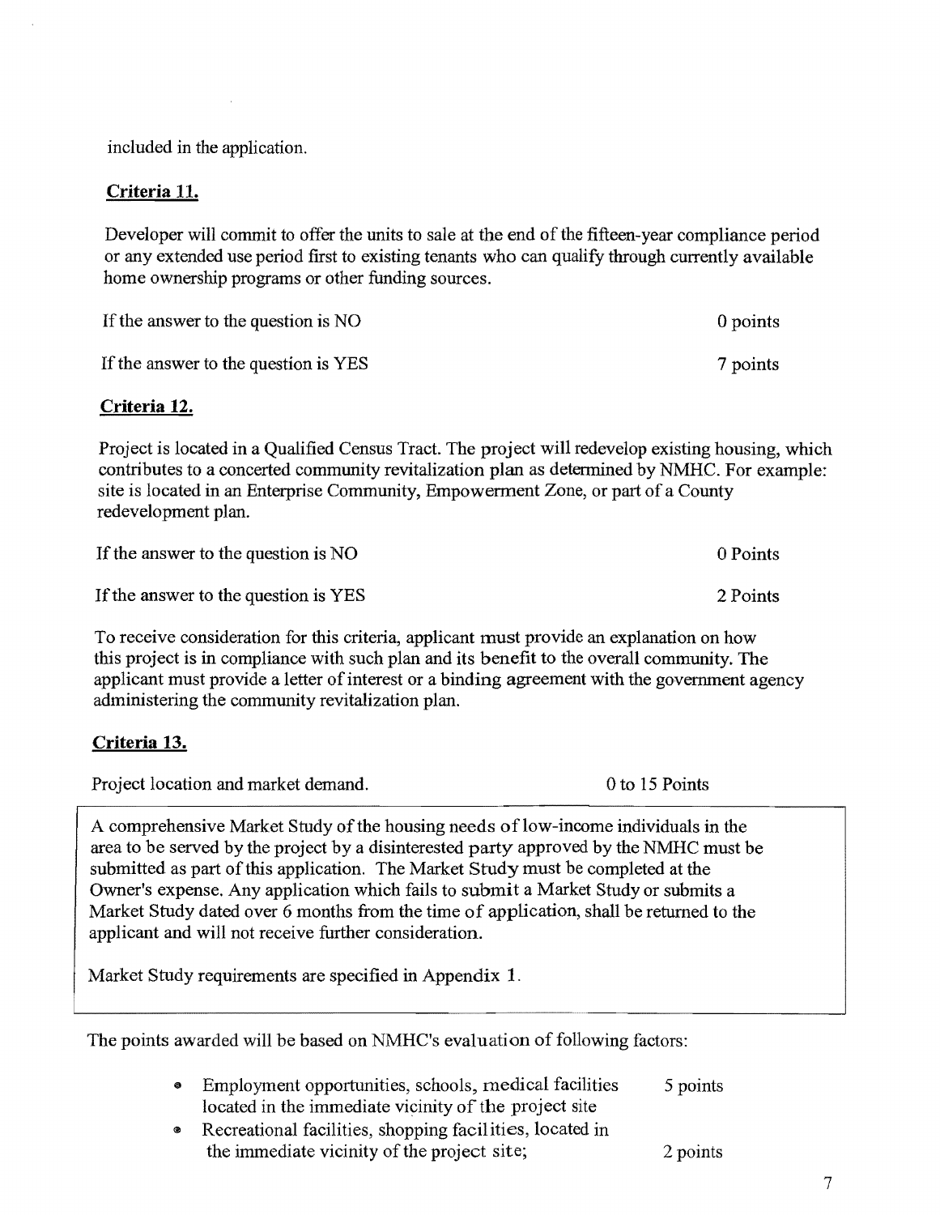included in the application.

**Criteria 11.**

Developer will commit to offer the units to sale at the end of the fifteen-year compliance period or any extended use period first to existing tenants who can qualify through currently available home ownership programs or other funding sources.

| | |
|---|---|
| If the answer to the question is NO | 0 points |
| If the answer to the question is YES | 7 points |

**Criteria 12.**

Project is located in a Qualified Census Tract. The project will redevelop existing housing, which contributes to a concerted community revitalization plan as determined by NMHC. For example: site is located in an Enterprise Community, Empowerment Zone, or part of a County redevelopment plan.

| | |
|---|---|
| If the answer to the question is NO | 0 Points |
| If the answer to the question is YES | 2 Points |

To receive consideration for this criteria, applicant must provide an explanation on how this project is in compliance with such plan and its benefit to the overall community. The applicant must provide a letter of interest or a binding agreement with the government agency administering the community revitalization plan.

**Criteria 13.**

Project location and market demand. 0 to 15 Points

> A comprehensive Market Study of the housing needs of low-income individuals in the area to be served by the project by a disinterested party approved by the NMHC must be submitted as part of this application. The Market Study must be completed at the Owner's expense. Any application which fails to submit a Market Study or submits a Market Study dated over 6 months from the time of application, shall be returned to the applicant and will not receive further consideration.
>
> Market Study requirements are specified in Appendix 1.

The points awarded will be based on NMHC's evaluation of following factors:

- Employment opportunities, schools, medical facilities located in the immediate vicinity of the project site — 5 points
- Recreational facilities, shopping facilities, located in the immediate vicinity of the project site; — 2 points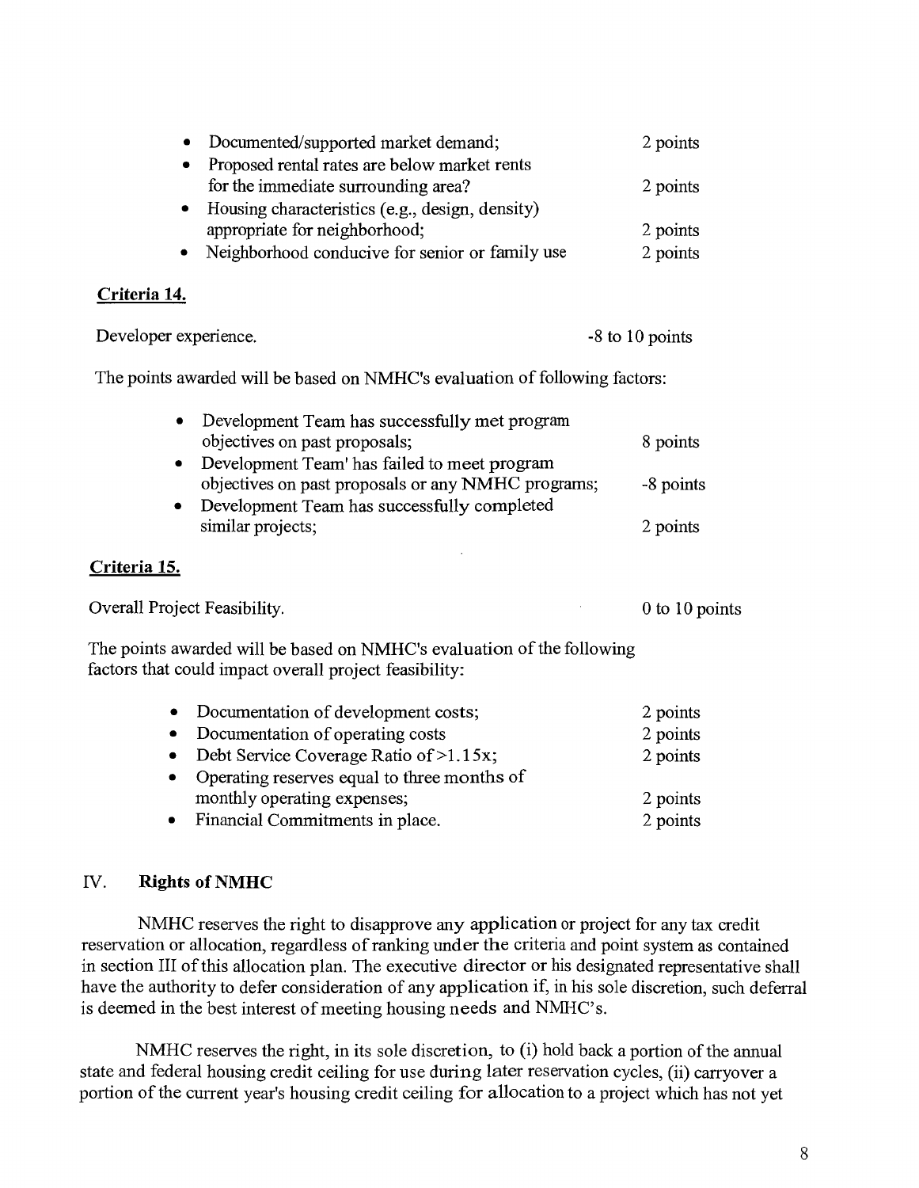- Documented/supported market demand; 2 points
- Proposed rental rates are below market rents for the immediate surrounding area? 2 points
- Housing characteristics (e.g., design, density) appropriate for neighborhood; 2 points
- Neighborhood conducive for senior or family use 2 points

**Criteria 14.**

Developer experience. -8 to 10 points

The points awarded will be based on NMHC's evaluation of following factors:

- Development Team has successfully met program objectives on past proposals; 8 points
- Development Team' has failed to meet program objectives on past proposals or any NMHC programs; -8 points
- Development Team has successfully completed similar projects; 2 points

**Criteria 15.**

Overall Project Feasibility. 0 to 10 points

The points awarded will be based on NMHC's evaluation of the following factors that could impact overall project feasibility:

- Documentation of development costs; 2 points
- Documentation of operating costs 2 points
- Debt Service Coverage Ratio of >1.15x; 2 points
- Operating reserves equal to three months of monthly operating expenses; 2 points
- Financial Commitments in place. 2 points

## IV. **Rights of NMHC**

NMHC reserves the right to disapprove any application or project for any tax credit reservation or allocation, regardless of ranking under the criteria and point system as contained in section III of this allocation plan. The executive director or his designated representative shall have the authority to defer consideration of any application if, in his sole discretion, such deferral is deemed in the best interest of meeting housing needs and NMHC's.

NMHC reserves the right, in its sole discretion, to (i) hold back a portion of the annual state and federal housing credit ceiling for use during later reservation cycles, (ii) carryover a portion of the current year's housing credit ceiling for allocation to a project which has not yet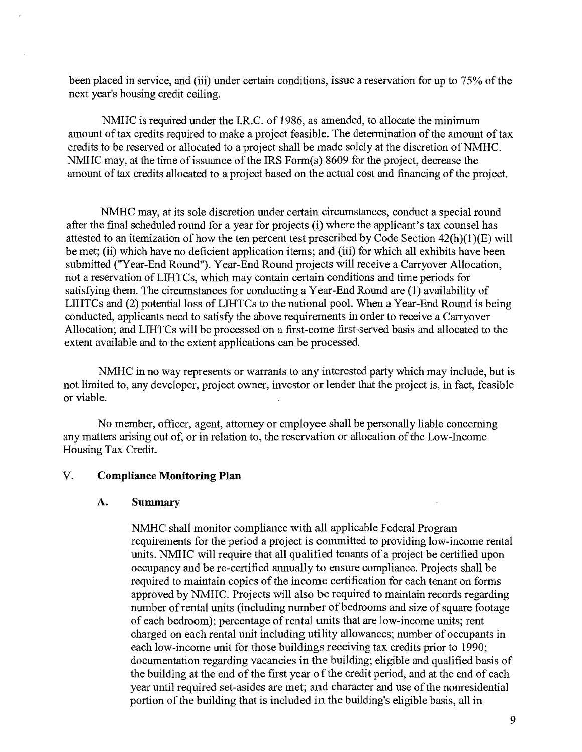been placed in service, and (iii) under certain conditions, issue a reservation for up to 75% of the next year's housing credit ceiling.

NMHC is required under the I.R.C. of 1986, as amended, to allocate the minimum amount of tax credits required to make a project feasible. The determination of the amount of tax credits to be reserved or allocated to a project shall be made solely at the discretion of NMHC. NMHC may, at the time of issuance of the IRS Form(s) 8609 for the project, decrease the amount of tax credits allocated to a project based on the actual cost and financing of the project.

NMHC may, at its sole discretion under certain circumstances, conduct a special round after the final scheduled round for a year for projects (i) where the applicant's tax counsel has attested to an itemization of how the ten percent test prescribed by Code Section 42(h)(1)(E) will be met; (ii) which have no deficient application items; and (iii) for which all exhibits have been submitted ("Year-End Round"). Year-End Round projects will receive a Carryover Allocation, not a reservation of LIHTCs, which may contain certain conditions and time periods for satisfying them. The circumstances for conducting a Year-End Round are (1) availability of LIHTCs and (2) potential loss of LIHTCs to the national pool. When a Year-End Round is being conducted, applicants need to satisfy the above requirements in order to receive a Carryover Allocation; and LIHTCs will be processed on a first-come first-served basis and allocated to the extent available and to the extent applications can be processed.

NMHC in no way represents or warrants to any interested party which may include, but is not limited to, any developer, project owner, investor or lender that the project is, in fact, feasible or viable.

No member, officer, agent, attorney or employee shall be personally liable concerning any matters arising out of, or in relation to, the reservation or allocation of the Low-Income Housing Tax Credit.

## V. Compliance Monitoring Plan

### A. Summary

NMHC shall monitor compliance with all applicable Federal Program requirements for the period a project is committed to providing low-income rental units. NMHC will require that all qualified tenants of a project be certified upon occupancy and be re-certified annually to ensure compliance. Projects shall be required to maintain copies of the income certification for each tenant on forms approved by NMHC. Projects will also be required to maintain records regarding number of rental units (including number of bedrooms and size of square footage of each bedroom); percentage of rental units that are low-income units; rent charged on each rental unit including utility allowances; number of occupants in each low-income unit for those buildings receiving tax credits prior to 1990; documentation regarding vacancies in the building; eligible and qualified basis of the building at the end of the first year of the credit period, and at the end of each year until required set-asides are met; and character and use of the nonresidential portion of the building that is included in the building's eligible basis, all in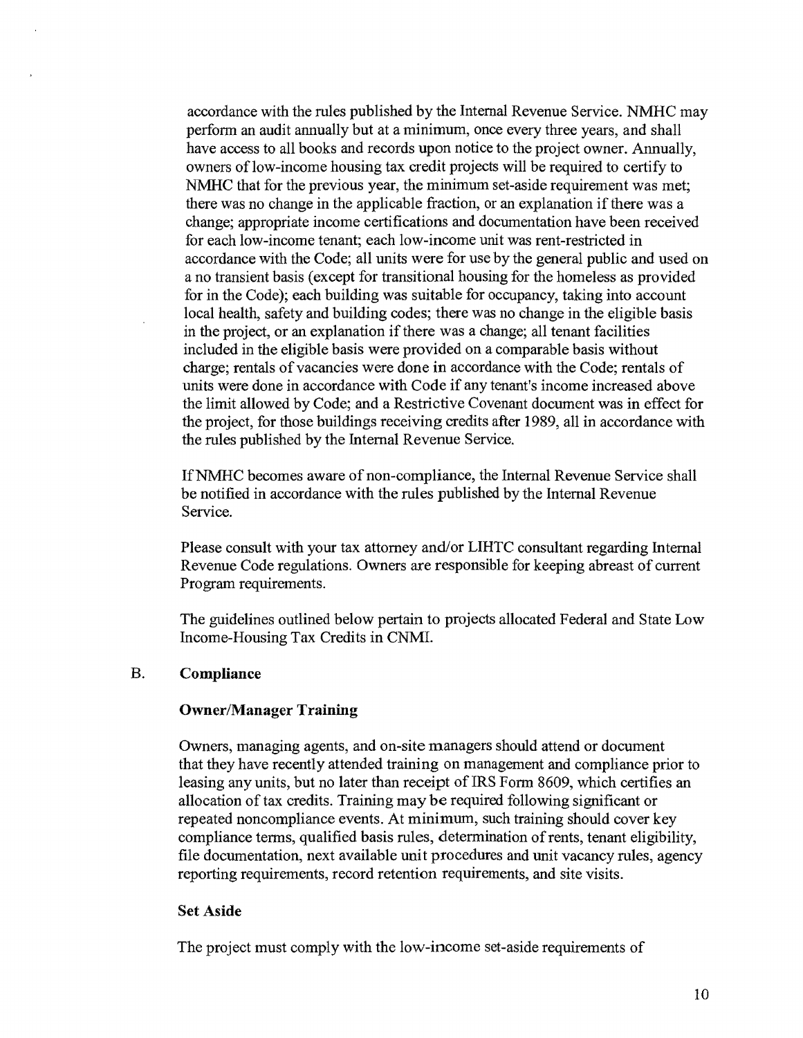accordance with the rules published by the Internal Revenue Service. NMHC may perform an audit annually but at a minimum, once every three years, and shall have access to all books and records upon notice to the project owner. Annually, owners of low-income housing tax credit projects will be required to certify to NMHC that for the previous year, the minimum set-aside requirement was met; there was no change in the applicable fraction, or an explanation if there was a change; appropriate income certifications and documentation have been received for each low-income tenant; each low-income unit was rent-restricted in accordance with the Code; all units were for use by the general public and used on a no transient basis (except for transitional housing for the homeless as provided for in the Code); each building was suitable for occupancy, taking into account local health, safety and building codes; there was no change in the eligible basis in the project, or an explanation if there was a change; all tenant facilities included in the eligible basis were provided on a comparable basis without charge; rentals of vacancies were done in accordance with the Code; rentals of units were done in accordance with Code if any tenant's income increased above the limit allowed by Code; and a Restrictive Covenant document was in effect for the project, for those buildings receiving credits after 1989, all in accordance with the rules published by the Internal Revenue Service.

If NMHC becomes aware of non-compliance, the Internal Revenue Service shall be notified in accordance with the rules published by the Internal Revenue Service.

Please consult with your tax attorney and/or LIHTC consultant regarding Internal Revenue Code regulations. Owners are responsible for keeping abreast of current Program requirements.

The guidelines outlined below pertain to projects allocated Federal and State Low Income-Housing Tax Credits in CNMI.

## B. Compliance

### Owner/Manager Training

Owners, managing agents, and on-site managers should attend or document that they have recently attended training on management and compliance prior to leasing any units, but no later than receipt of IRS Form 8609, which certifies an allocation of tax credits. Training may be required following significant or repeated noncompliance events. At minimum, such training should cover key compliance terms, qualified basis rules, determination of rents, tenant eligibility, file documentation, next available unit procedures and unit vacancy rules, agency reporting requirements, record retention requirements, and site visits.

### Set Aside

The project must comply with the low-income set-aside requirements of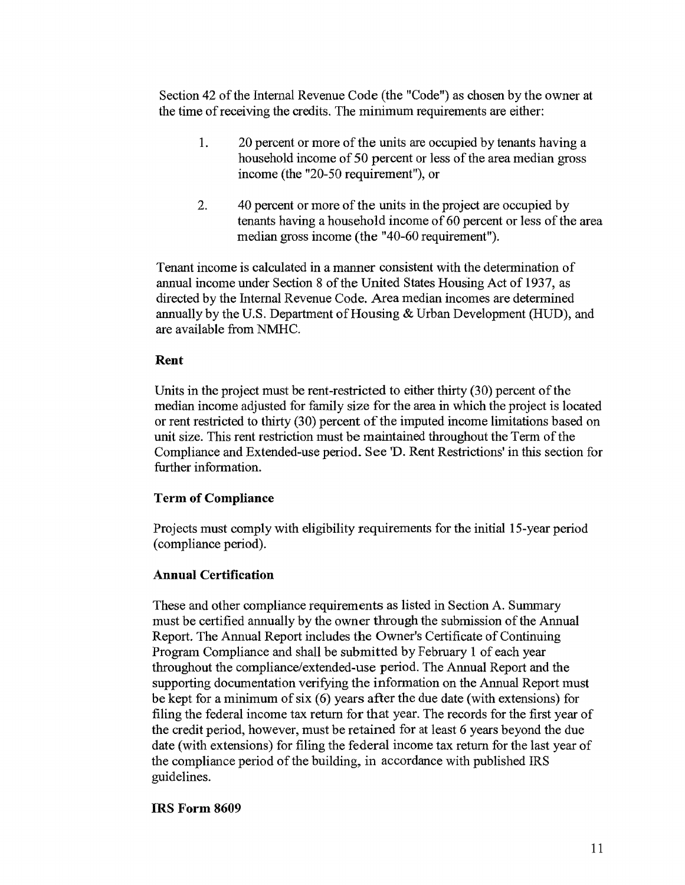Section 42 of the Internal Revenue Code (the "Code") as chosen by the owner at the time of receiving the credits. The minimum requirements are either:

1. 20 percent or more of the units are occupied by tenants having a household income of 50 percent or less of the area median gross income (the "20-50 requirement"), or

2. 40 percent or more of the units in the project are occupied by tenants having a household income of 60 percent or less of the area median gross income (the "40-60 requirement").

Tenant income is calculated in a manner consistent with the determination of annual income under Section 8 of the United States Housing Act of 1937, as directed by the Internal Revenue Code. Area median incomes are determined annually by the U.S. Department of Housing & Urban Development (HUD), and are available from NMHC.

**Rent**

Units in the project must be rent-restricted to either thirty (30) percent of the median income adjusted for family size for the area in which the project is located or rent restricted to thirty (30) percent of the imputed income limitations based on unit size. This rent restriction must be maintained throughout the Term of the Compliance and Extended-use period. See 'D. Rent Restrictions' in this section for further information.

**Term of Compliance**

Projects must comply with eligibility requirements for the initial 15-year period (compliance period).

**Annual Certification**

These and other compliance requirements as listed in Section A. Summary must be certified annually by the owner through the submission of the Annual Report. The Annual Report includes the Owner's Certificate of Continuing Program Compliance and shall be submitted by February 1 of each year throughout the compliance/extended-use period. The Annual Report and the supporting documentation verifying the information on the Annual Report must be kept for a minimum of six (6) years after the due date (with extensions) for filing the federal income tax return for that year. The records for the first year of the credit period, however, must be retained for at least 6 years beyond the due date (with extensions) for filing the federal income tax return for the last year of the compliance period of the building, in accordance with published IRS guidelines.

**IRS Form 8609**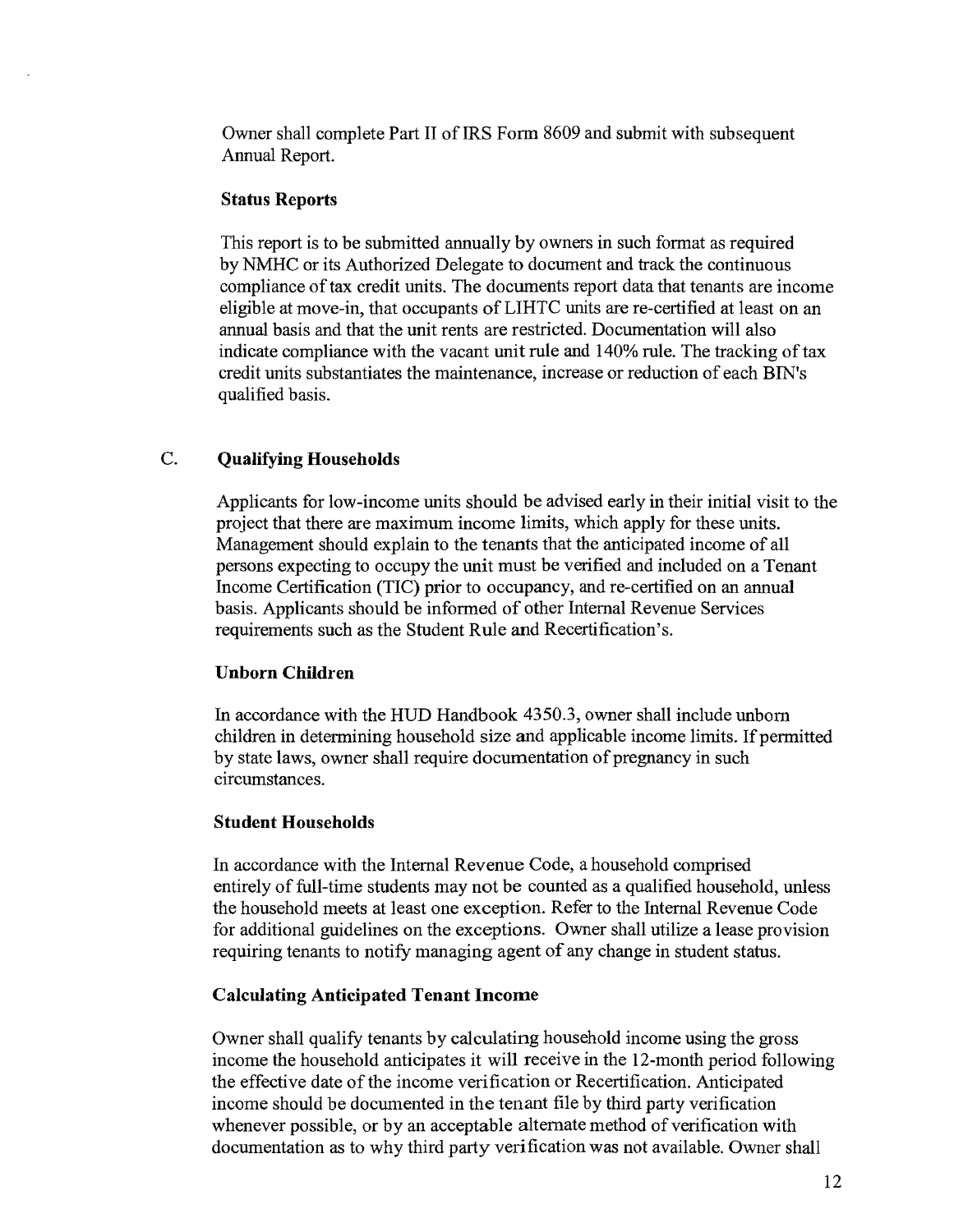Owner shall complete Part II of IRS Form 8609 and submit with subsequent Annual Report.

**Status Reports**

This report is to be submitted annually by owners in such format as required by NMHC or its Authorized Delegate to document and track the continuous compliance of tax credit units. The documents report data that tenants are income eligible at move-in, that occupants of LIHTC units are re-certified at least on an annual basis and that the unit rents are restricted. Documentation will also indicate compliance with the vacant unit rule and 140% rule. The tracking of tax credit units substantiates the maintenance, increase or reduction of each BIN's qualified basis.

## C. Qualifying Households

Applicants for low-income units should be advised early in their initial visit to the project that there are maximum income limits, which apply for these units. Management should explain to the tenants that the anticipated income of all persons expecting to occupy the unit must be verified and included on a Tenant Income Certification (TIC) prior to occupancy, and re-certified on an annual basis. Applicants should be informed of other Internal Revenue Services requirements such as the Student Rule and Recertification's.

**Unborn Children**

In accordance with the HUD Handbook 4350.3, owner shall include unborn children in determining household size and applicable income limits. If permitted by state laws, owner shall require documentation of pregnancy in such circumstances.

**Student Households**

In accordance with the Internal Revenue Code, a household comprised entirely of full-time students may not be counted as a qualified household, unless the household meets at least one exception. Refer to the Internal Revenue Code for additional guidelines on the exceptions. Owner shall utilize a lease provision requiring tenants to notify managing agent of any change in student status.

**Calculating Anticipated Tenant Income**

Owner shall qualify tenants by calculating household income using the gross income the household anticipates it will receive in the 12-month period following the effective date of the income verification or Recertification. Anticipated income should be documented in the tenant file by third party verification whenever possible, or by an acceptable alternate method of verification with documentation as to why third party verification was not available. Owner shall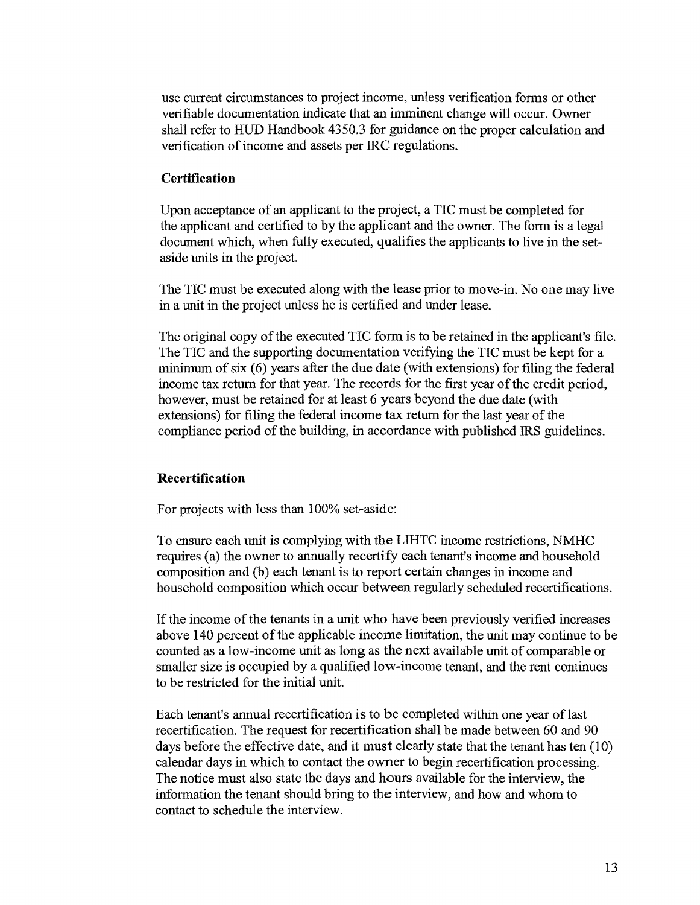use current circumstances to project income, unless verification forms or other verifiable documentation indicate that an imminent change will occur. Owner shall refer to HUD Handbook 4350.3 for guidance on the proper calculation and verification of income and assets per IRC regulations.

**Certification**

Upon acceptance of an applicant to the project, a TIC must be completed for the applicant and certified to by the applicant and the owner. The form is a legal document which, when fully executed, qualifies the applicants to live in the set-aside units in the project.

The TIC must be executed along with the lease prior to move-in. No one may live in a unit in the project unless he is certified and under lease.

The original copy of the executed TIC form is to be retained in the applicant's file. The TIC and the supporting documentation verifying the TIC must be kept for a minimum of six (6) years after the due date (with extensions) for filing the federal income tax return for that year. The records for the first year of the credit period, however, must be retained for at least 6 years beyond the due date (with extensions) for filing the federal income tax return for the last year of the compliance period of the building, in accordance with published IRS guidelines.

**Recertification**

For projects with less than 100% set-aside:

To ensure each unit is complying with the LIHTC income restrictions, NMHC requires (a) the owner to annually recertify each tenant's income and household composition and (b) each tenant is to report certain changes in income and household composition which occur between regularly scheduled recertifications.

If the income of the tenants in a unit who have been previously verified increases above 140 percent of the applicable income limitation, the unit may continue to be counted as a low-income unit as long as the next available unit of comparable or smaller size is occupied by a qualified low-income tenant, and the rent continues to be restricted for the initial unit.

Each tenant's annual recertification is to be completed within one year of last recertification. The request for recertification shall be made between 60 and 90 days before the effective date, and it must clearly state that the tenant has ten (10) calendar days in which to contact the owner to begin recertification processing. The notice must also state the days and hours available for the interview, the information the tenant should bring to the interview, and how and whom to contact to schedule the interview.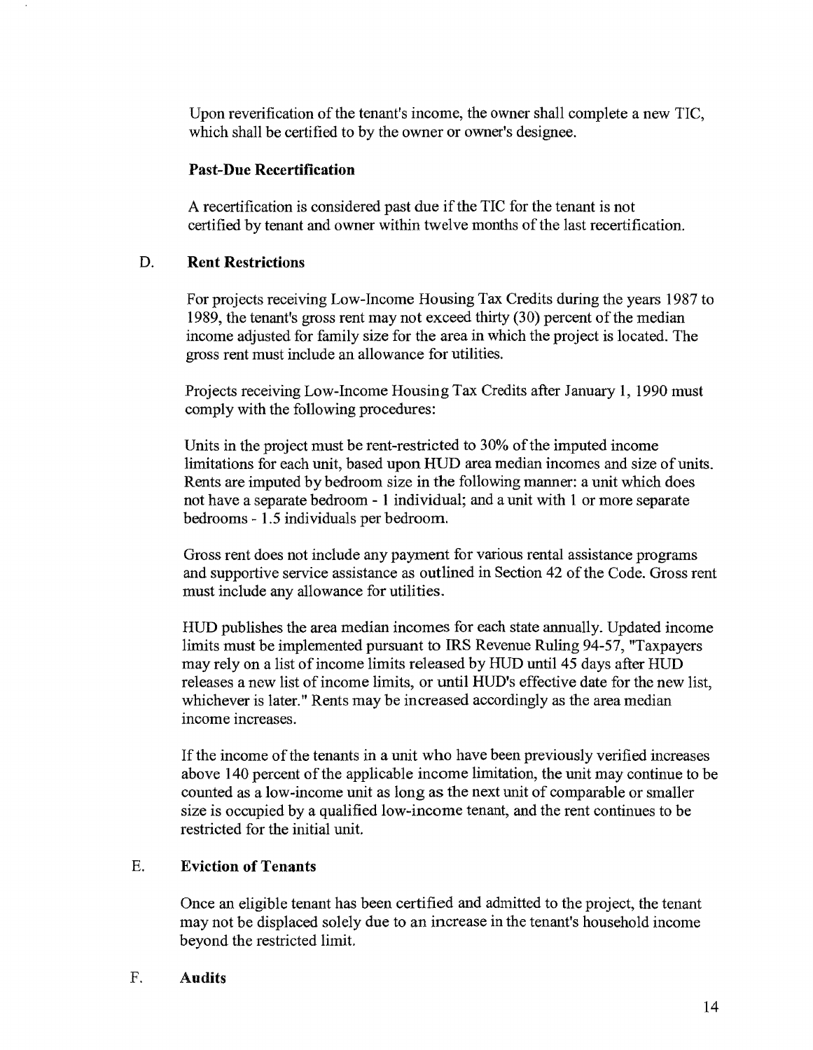Upon reverification of the tenant's income, the owner shall complete a new TIC, which shall be certified to by the owner or owner's designee.

**Past-Due Recertification**

A recertification is considered past due if the TIC for the tenant is not certified by tenant and owner within twelve months of the last recertification.

## D. Rent Restrictions

For projects receiving Low-Income Housing Tax Credits during the years 1987 to 1989, the tenant's gross rent may not exceed thirty (30) percent of the median income adjusted for family size for the area in which the project is located. The gross rent must include an allowance for utilities.

Projects receiving Low-Income Housing Tax Credits after January 1, 1990 must comply with the following procedures:

Units in the project must be rent-restricted to 30% of the imputed income limitations for each unit, based upon HUD area median incomes and size of units. Rents are imputed by bedroom size in the following manner: a unit which does not have a separate bedroom - 1 individual; and a unit with 1 or more separate bedrooms - 1.5 individuals per bedroom.

Gross rent does not include any payment for various rental assistance programs and supportive service assistance as outlined in Section 42 of the Code. Gross rent must include any allowance for utilities.

HUD publishes the area median incomes for each state annually. Updated income limits must be implemented pursuant to IRS Revenue Ruling 94-57, "Taxpayers may rely on a list of income limits released by HUD until 45 days after HUD releases a new list of income limits, or until HUD's effective date for the new list, whichever is later." Rents may be increased accordingly as the area median income increases.

If the income of the tenants in a unit who have been previously verified increases above 140 percent of the applicable income limitation, the unit may continue to be counted as a low-income unit as long as the next unit of comparable or smaller size is occupied by a qualified low-income tenant, and the rent continues to be restricted for the initial unit.

## E. Eviction of Tenants

Once an eligible tenant has been certified and admitted to the project, the tenant may not be displaced solely due to an increase in the tenant's household income beyond the restricted limit.

## F. Audits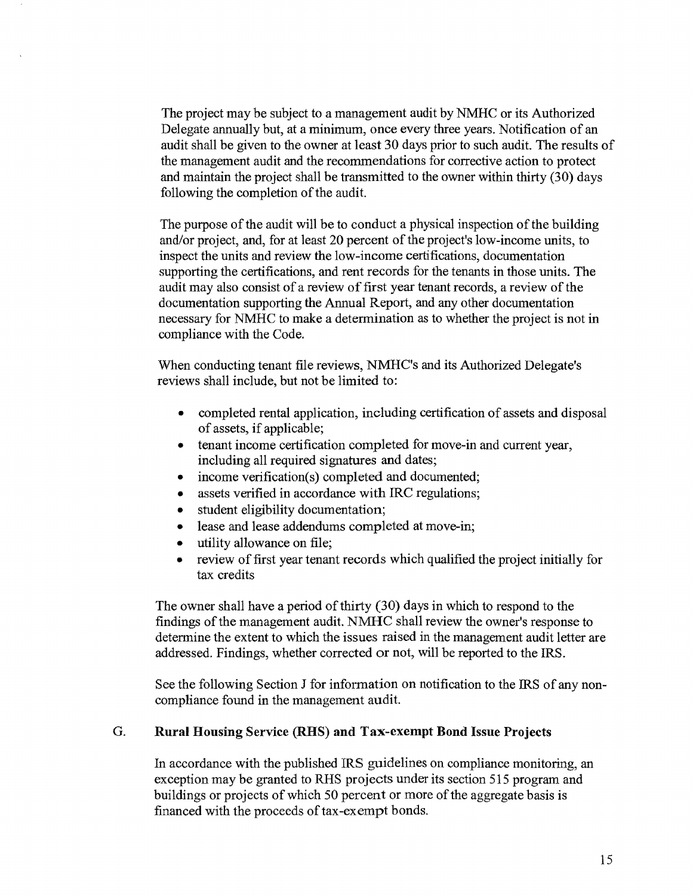The project may be subject to a management audit by NMHC or its Authorized Delegate annually but, at a minimum, once every three years. Notification of an audit shall be given to the owner at least 30 days prior to such audit. The results of the management audit and the recommendations for corrective action to protect and maintain the project shall be transmitted to the owner within thirty (30) days following the completion of the audit.

The purpose of the audit will be to conduct a physical inspection of the building and/or project, and, for at least 20 percent of the project's low-income units, to inspect the units and review the low-income certifications, documentation supporting the certifications, and rent records for the tenants in those units. The audit may also consist of a review of first year tenant records, a review of the documentation supporting the Annual Report, and any other documentation necessary for NMHC to make a determination as to whether the project is not in compliance with the Code.

When conducting tenant file reviews, NMHC's and its Authorized Delegate's reviews shall include, but not be limited to:

- completed rental application, including certification of assets and disposal of assets, if applicable;
- tenant income certification completed for move-in and current year, including all required signatures and dates;
- income verification(s) completed and documented;
- assets verified in accordance with IRC regulations;
- student eligibility documentation;
- lease and lease addendums completed at move-in;
- utility allowance on file;
- review of first year tenant records which qualified the project initially for tax credits

The owner shall have a period of thirty (30) days in which to respond to the findings of the management audit. NMHC shall review the owner's response to determine the extent to which the issues raised in the management audit letter are addressed. Findings, whether corrected or not, will be reported to the IRS.

See the following Section J for information on notification to the IRS of any non-compliance found in the management audit.

## G. Rural Housing Service (RHS) and Tax-exempt Bond Issue Projects

In accordance with the published IRS guidelines on compliance monitoring, an exception may be granted to RHS projects under its section 515 program and buildings or projects of which 50 percent or more of the aggregate basis is financed with the proceeds of tax-exempt bonds.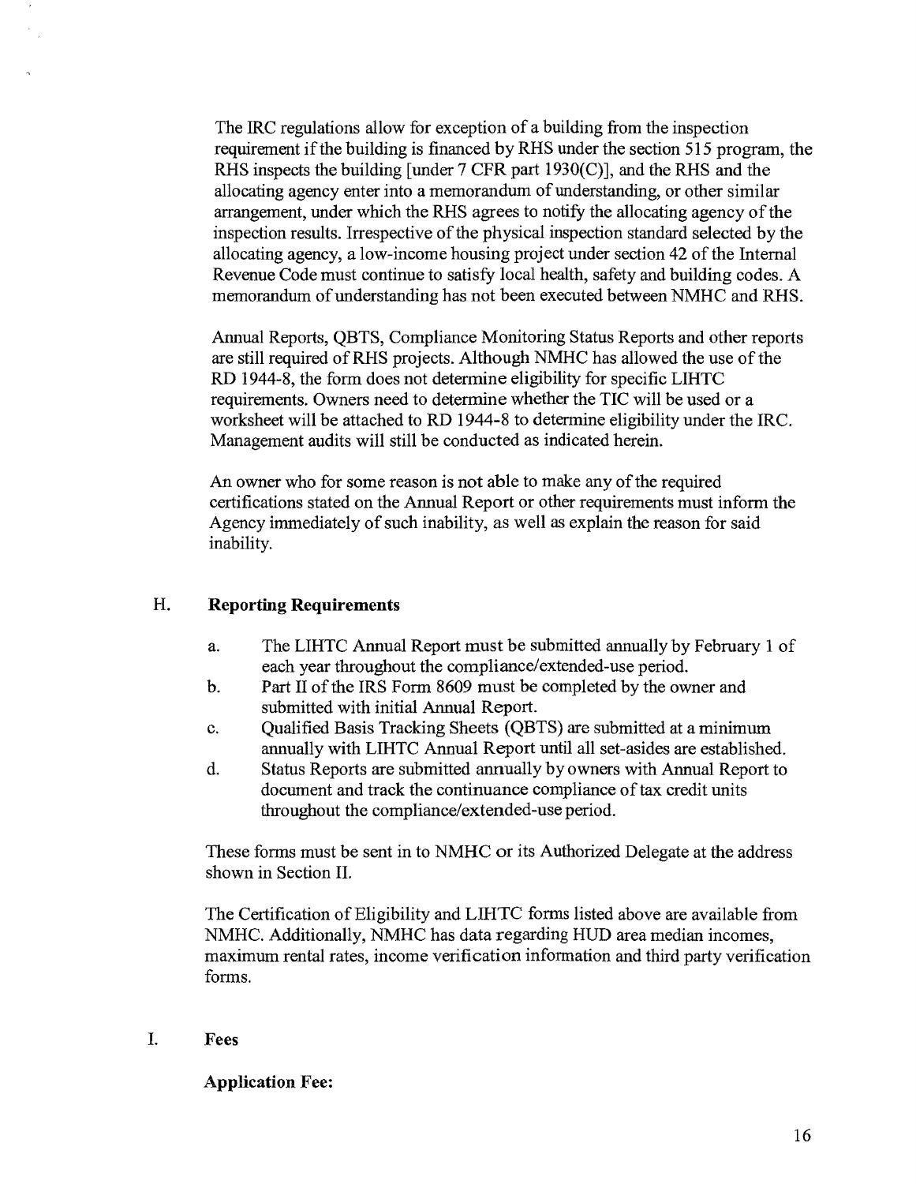The IRC regulations allow for exception of a building from the inspection requirement if the building is financed by RHS under the section 515 program, the RHS inspects the building [under 7 CFR part 1930(C)], and the RHS and the allocating agency enter into a memorandum of understanding, or other similar arrangement, under which the RHS agrees to notify the allocating agency of the inspection results. Irrespective of the physical inspection standard selected by the allocating agency, a low-income housing project under section 42 of the Internal Revenue Code must continue to satisfy local health, safety and building codes. A memorandum of understanding has not been executed between NMHC and RHS.

Annual Reports, QBTS, Compliance Monitoring Status Reports and other reports are still required of RHS projects. Although NMHC has allowed the use of the RD 1944-8, the form does not determine eligibility for specific LIHTC requirements. Owners need to determine whether the TIC will be used or a worksheet will be attached to RD 1944-8 to determine eligibility under the IRC. Management audits will still be conducted as indicated herein.

An owner who for some reason is not able to make any of the required certifications stated on the Annual Report or other requirements must inform the Agency immediately of such inability, as well as explain the reason for said inability.

## H. Reporting Requirements

a. The LIHTC Annual Report must be submitted annually by February 1 of each year throughout the compliance/extended-use period.
b. Part II of the IRS Form 8609 must be completed by the owner and submitted with initial Annual Report.
c. Qualified Basis Tracking Sheets (QBTS) are submitted at a minimum annually with LIHTC Annual Report until all set-asides are established.
d. Status Reports are submitted annually by owners with Annual Report to document and track the continuance compliance of tax credit units throughout the compliance/extended-use period.

These forms must be sent in to NMHC or its Authorized Delegate at the address shown in Section II.

The Certification of Eligibility and LIHTC forms listed above are available from NMHC. Additionally, NMHC has data regarding HUD area median incomes, maximum rental rates, income verification information and third party verification forms.

## I. Fees

**Application Fee:**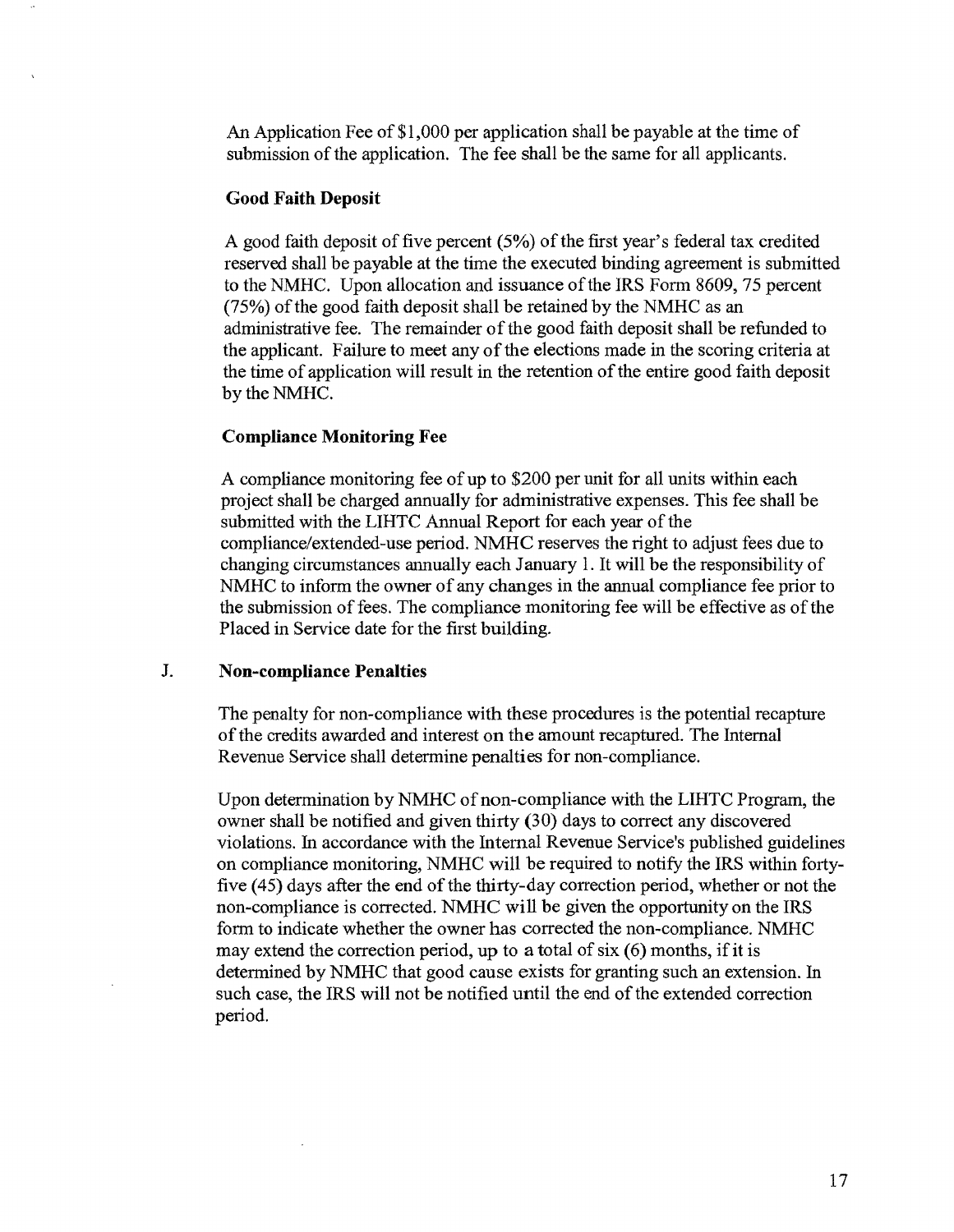An Application Fee of $1,000 per application shall be payable at the time of submission of the application. The fee shall be the same for all applicants.

**Good Faith Deposit**

A good faith deposit of five percent (5%) of the first year's federal tax credited reserved shall be payable at the time the executed binding agreement is submitted to the NMHC. Upon allocation and issuance of the IRS Form 8609, 75 percent (75%) of the good faith deposit shall be retained by the NMHC as an administrative fee. The remainder of the good faith deposit shall be refunded to the applicant. Failure to meet any of the elections made in the scoring criteria at the time of application will result in the retention of the entire good faith deposit by the NMHC.

**Compliance Monitoring Fee**

A compliance monitoring fee of up to $200 per unit for all units within each project shall be charged annually for administrative expenses. This fee shall be submitted with the LIHTC Annual Report for each year of the compliance/extended-use period. NMHC reserves the right to adjust fees due to changing circumstances annually each January 1. It will be the responsibility of NMHC to inform the owner of any changes in the annual compliance fee prior to the submission of fees. The compliance monitoring fee will be effective as of the Placed in Service date for the first building.

## J. Non-compliance Penalties

The penalty for non-compliance with these procedures is the potential recapture of the credits awarded and interest on the amount recaptured. The Internal Revenue Service shall determine penalties for non-compliance.

Upon determination by NMHC of non-compliance with the LIHTC Program, the owner shall be notified and given thirty (30) days to correct any discovered violations. In accordance with the Internal Revenue Service's published guidelines on compliance monitoring, NMHC will be required to notify the IRS within forty-five (45) days after the end of the thirty-day correction period, whether or not the non-compliance is corrected. NMHC will be given the opportunity on the IRS form to indicate whether the owner has corrected the non-compliance. NMHC may extend the correction period, up to a total of six (6) months, if it is determined by NMHC that good cause exists for granting such an extension. In such case, the IRS will not be notified until the end of the extended correction period.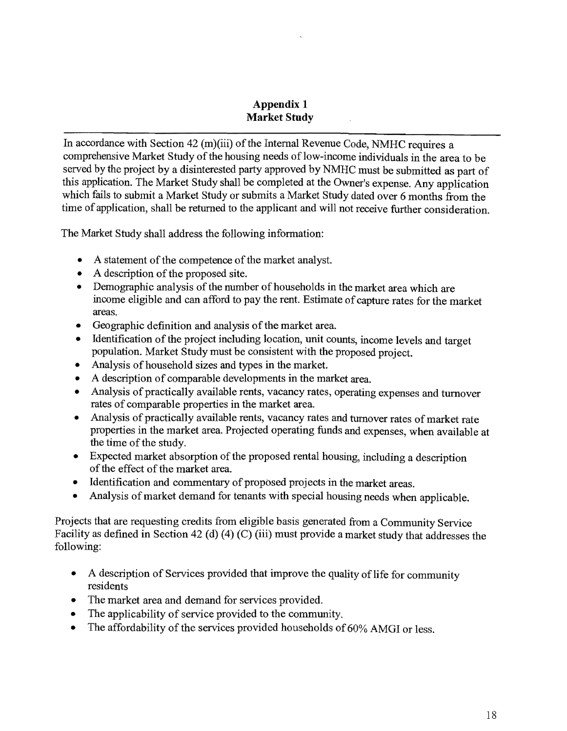# Appendix 1
## Market Study

In accordance with Section 42 (m)(iii) of the Internal Revenue Code, NMHC requires a comprehensive Market Study of the housing needs of low-income individuals in the area to be served by the project by a disinterested party approved by NMHC must be submitted as part of this application. The Market Study shall be completed at the Owner's expense. Any application which fails to submit a Market Study or submits a Market Study dated over 6 months from the time of application, shall be returned to the applicant and will not receive further consideration.

The Market Study shall address the following information:

- A statement of the competence of the market analyst.
- A description of the proposed site.
- Demographic analysis of the number of households in the market area which are income eligible and can afford to pay the rent. Estimate of capture rates for the market areas.
- Geographic definition and analysis of the market area.
- Identification of the project including location, unit counts, income levels and target population. Market Study must be consistent with the proposed project.
- Analysis of household sizes and types in the market.
- A description of comparable developments in the market area.
- Analysis of practically available rents, vacancy rates, operating expenses and turnover rates of comparable properties in the market area.
- Analysis of practically available rents, vacancy rates and turnover rates of market rate properties in the market area. Projected operating funds and expenses, when available at the time of the study.
- Expected market absorption of the proposed rental housing, including a description of the effect of the market area.
- Identification and commentary of proposed projects in the market areas.
- Analysis of market demand for tenants with special housing needs when applicable.

Projects that are requesting credits from eligible basis generated from a Community Service Facility as defined in Section 42 (d) (4) (C) (iii) must provide a market study that addresses the following:

- A description of Services provided that improve the quality of life for community residents
- The market area and demand for services provided.
- The applicability of service provided to the community.
- The affordability of the services provided households of 60% AMGI or less.